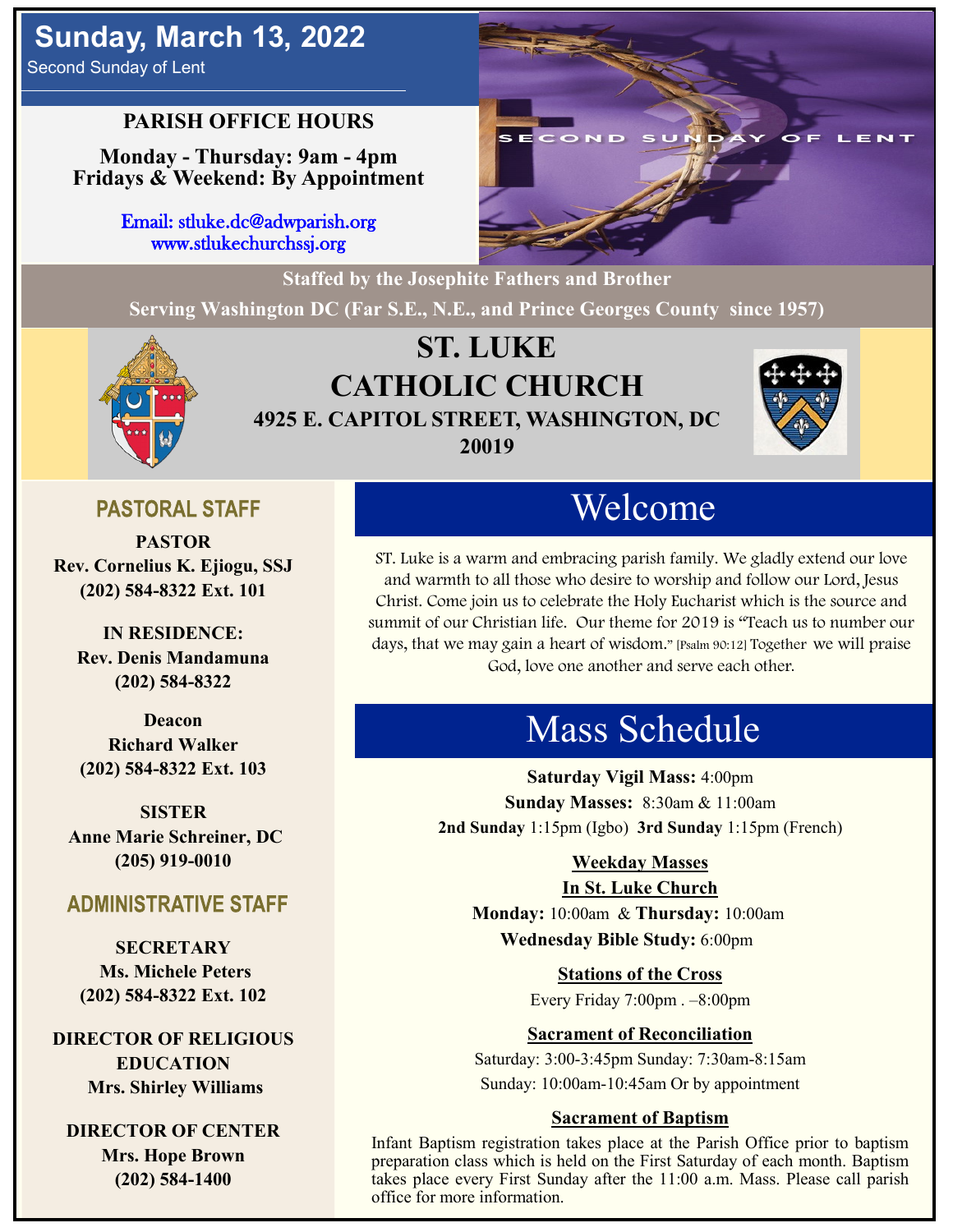# Sunday, March 13, 2022

Second Sunday of Lent

**PARISH OFFICE HOURS**

**Monday - Thursday: 9am - 4pm**
**Fridays & Weekend: By Appointment**

Email: stluke.dc@adwparish.org
www.stlukechurchssj.org

SECOND SUNDAY OF LENT

**Staffed by the Josephite Fathers and Brother**

**Serving Washington DC (Far S.E., N.E., and Prince Georges County since 1957)**

# ST. LUKE CATHOLIC CHURCH

**4925 E. CAPITOL STREET, WASHINGTON, DC 20019**

## PASTORAL STAFF

**PASTOR**
**Rev. Cornelius K. Ejiogu, SSJ**
**(202) 584-8322 Ext. 101**

**IN RESIDENCE:**
**Rev. Denis Mandamuna**
**(202) 584-8322**

**Deacon**
**Richard Walker**
**(202) 584-8322 Ext. 103**

**SISTER**
**Anne Marie Schreiner, DC**
**(205) 919-0010**

## ADMINISTRATIVE STAFF

**SECRETARY**
**Ms. Michele Peters**
**(202) 584-8322 Ext. 102**

**DIRECTOR OF RELIGIOUS EDUCATION**
**Mrs. Shirley Williams**

**DIRECTOR OF CENTER**
**Mrs. Hope Brown**
**(202) 584-1400**

## Welcome

ST. Luke is a warm and embracing parish family. We gladly extend our love and warmth to all those who desire to worship and follow our Lord, Jesus Christ. Come join us to celebrate the Holy Eucharist which is the source and summit of our Christian life. Our theme for 2019 is "Teach us to number our days, that we may gain a heart of wisdom." [Psalm 90:12] Together we will praise God, love one another and serve each other.

## Mass Schedule

**Saturday Vigil Mass:** 4:00pm
**Sunday Masses:** 8:30am & 11:00am
**2nd Sunday** 1:15pm (Igbo) **3rd Sunday** 1:15pm (French)

**Weekday Masses**
**In St. Luke Church**
**Monday:** 10:00am & **Thursday:** 10:00am
**Wednesday Bible Study:** 6:00pm

**Stations of the Cross**
Every Friday 7:00pm . –8:00pm

**Sacrament of Reconciliation**
Saturday: 3:00-3:45pm Sunday: 7:30am-8:15am
Sunday: 10:00am-10:45am Or by appointment

**Sacrament of Baptism**
Infant Baptism registration takes place at the Parish Office prior to baptism preparation class which is held on the First Saturday of each month. Baptism takes place every First Sunday after the 11:00 a.m. Mass. Please call parish office for more information.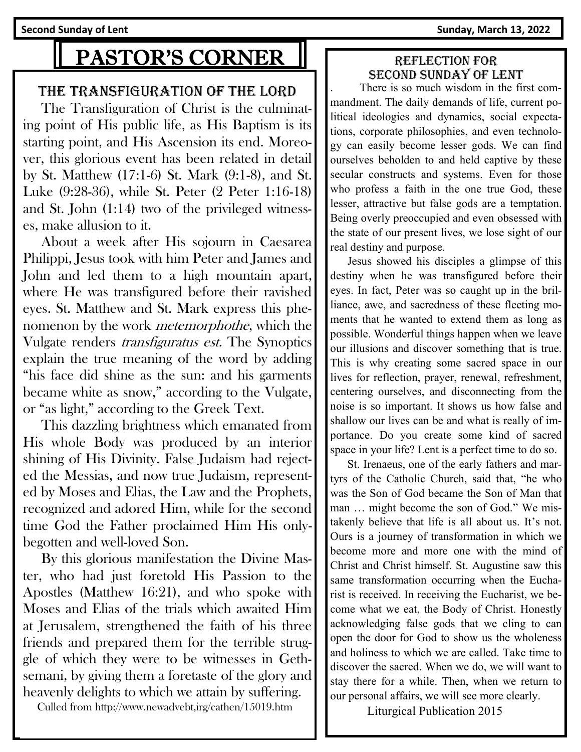Second Sunday of Lent — Sunday, March 13, 2022

# PASTOR'S CORNER

## THE TRANSFIGURATION OF THE LORD

The Transfiguration of Christ is the culminating point of His public life, as His Baptism is its starting point, and His Ascension its end. Moreover, this glorious event has been related in detail by St. Matthew (17:1-6) St. Mark (9:1-8), and St. Luke (9:28-36), while St. Peter (2 Peter 1:16-18) and St. John (1:14) two of the privileged witnesses, make allusion to it.

About a week after His sojourn in Caesarea Philippi, Jesus took with him Peter and James and John and led them to a high mountain apart, where He was transfigured before their ravished eyes. St. Matthew and St. Mark express this phenomenon by the work *metemorphothe*, which the Vulgate renders *transfiguratus est.* The Synoptics explain the true meaning of the word by adding "his face did shine as the sun: and his garments became white as snow," according to the Vulgate, or "as light," according to the Greek Text.

This dazzling brightness which emanated from His whole Body was produced by an interior shining of His Divinity. False Judaism had rejected the Messias, and now true Judaism, represented by Moses and Elias, the Law and the Prophets, recognized and adored Him, while for the second time God the Father proclaimed Him His only-begotten and well-loved Son.

By this glorious manifestation the Divine Master, who had just foretold His Passion to the Apostles (Matthew 16:21), and who spoke with Moses and Elias of the trials which awaited Him at Jerusalem, strengthened the faith of his three friends and prepared them for the terrible struggle of which they were to be witnesses in Gethsemani, by giving them a foretaste of the glory and heavenly delights to which we attain by suffering.

Culled from http://www.newadvebt,irg/cathen/15019.htm

## REFLECTION FOR SECOND SUNDAY OF LENT

. There is so much wisdom in the first commandment. The daily demands of life, current political ideologies and dynamics, social expectations, corporate philosophies, and even technology can easily become lesser gods. We can find ourselves beholden to and held captive by these secular constructs and systems. Even for those who profess a faith in the one true God, these lesser, attractive but false gods are a temptation. Being overly preoccupied and even obsessed with the state of our present lives, we lose sight of our real destiny and purpose.

Jesus showed his disciples a glimpse of this destiny when he was transfigured before their eyes. In fact, Peter was so caught up in the brilliance, awe, and sacredness of these fleeting moments that he wanted to extend them as long as possible. Wonderful things happen when we leave our illusions and discover something that is true. This is why creating some sacred space in our lives for reflection, prayer, renewal, refreshment, centering ourselves, and disconnecting from the noise is so important. It shows us how false and shallow our lives can be and what is really of importance. Do you create some kind of sacred space in your life? Lent is a perfect time to do so.

St. Irenaeus, one of the early fathers and martyrs of the Catholic Church, said that, "he who was the Son of God became the Son of Man that man … might become the son of God." We mistakenly believe that life is all about us. It's not. Ours is a journey of transformation in which we become more and more one with the mind of Christ and Christ himself. St. Augustine saw this same transformation occurring when the Eucharist is received. In receiving the Eucharist, we become what we eat, the Body of Christ. Honestly acknowledging false gods that we cling to can open the door for God to show us the wholeness and holiness to which we are called. Take time to discover the sacred. When we do, we will want to stay there for a while. Then, when we return to our personal affairs, we will see more clearly.

Liturgical Publication 2015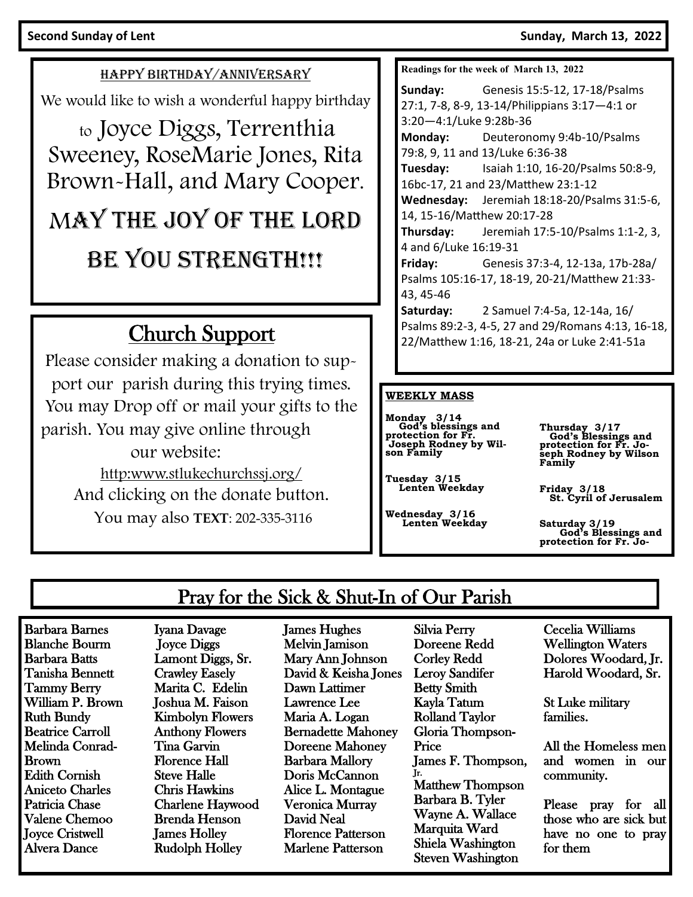**Second Sunday of Lent** **Sunday, March 13, 2022**

## HAPPY BIRTHDAY/ANNIVERSARY

We would like to wish a wonderful happy birthday to Joyce Diggs, Terrenthia Sweeney, RoseMarie Jones, Rita Brown-Hall, and Mary Cooper.

MAY THE JOY OF THE LORD BE YOU STRENGTH!!!

## Church Support

Please consider making a donation to support our parish during this trying times. You may Drop off or mail your gifts to the parish. You may give online through our website:

http:www.stlukechurchssj.org/

And clicking on the donate button.

You may also **TEXT**: 202-335-3116

**Readings for the week of March 13, 2022**

**Sunday:** Genesis 15:5-12, 17-18/Psalms 27:1, 7-8, 8-9, 13-14/Philippians 3:17—4:1 or 3:20—4:1/Luke 9:28b-36

**Monday:** Deuteronomy 9:4b-10/Psalms 79:8, 9, 11 and 13/Luke 6:36-38

**Tuesday:** Isaiah 1:10, 16-20/Psalms 50:8-9, 16bc-17, 21 and 23/Matthew 23:1-12

**Wednesday:** Jeremiah 18:18-20/Psalms 31:5-6, 14, 15-16/Matthew 20:17-28

**Thursday:** Jeremiah 17:5-10/Psalms 1:1-2, 3, 4 and 6/Luke 16:19-31

**Friday:** Genesis 37:3-4, 12-13a, 17b-28a/Psalms 105:16-17, 18-19, 20-21/Matthew 21:33-43, 45-46

**Saturday:** 2 Samuel 7:4-5a, 12-14a, 16/Psalms 89:2-3, 4-5, 27 and 29/Romans 4:13, 16-18, 22/Matthew 1:16, 18-21, 24a or Luke 2:41-51a

**WEEKLY MASS**

**Monday 3/14**
God's blessings and protection for Fr. Joseph Rodney by Wilson Family

**Tuesday 3/15**
Lenten Weekday

**Wednesday 3/16**
Lenten Weekday

**Thursday 3/17**
God's Blessings and protection for Fr. Joseph Rodney by Wilson Family

**Friday 3/18**
St. Cyril of Jerusalem

**Saturday 3/19**
God's Blessings and protection for Fr. Jo-

## Pray for the Sick & Shut-In of Our Parish

Barbara Barnes
Blanche Bourm
Barbara Batts
Tanisha Bennett
Tammy Berry
William P. Brown
Ruth Bundy
Beatrice Carroll
Melinda Conrad-Brown
Edith Cornish
Aniceto Charles
Patricia Chase
Valene Chemoo
Joyce Cristwell
Alvera Dance
Iyana Davage
Joyce Diggs
Lamont Diggs, Sr.
Crawley Easely
Marita C. Edelin
Joshua M. Faison
Kimbolyn Flowers
Anthony Flowers
Tina Garvin
Florence Hall
Steve Halle
Chris Hawkins
Charlene Haywood
Brenda Henson
James Holley
Rudolph Holley
James Hughes
Melvin Jamison
Mary Ann Johnson
David & Keisha Jones
Dawn Lattimer
Lawrence Lee
Maria A. Logan
Bernadette Mahoney
Doreene Mahoney
Barbara Mallory
Doris McCannon
Alice L. Montague
Veronica Murray
David Neal
Florence Patterson
Marlene Patterson
Silvia Perry
Doreene Redd
Corley Redd
Leroy Sandifer
Betty Smith
Kayla Tatum
Rolland Taylor
Gloria Thompson-Price
James F. Thompson, Jr.
Matthew Thompson
Barbara B. Tyler
Wayne A. Wallace
Marquita Ward
Shiela Washington
Steven Washington
Cecelia Williams
Wellington Waters
Dolores Woodard, Jr.
Harold Woodard, Sr.

St Luke military families.

All the Homeless men and women in our community.

Please pray for all those who are sick but have no one to pray for them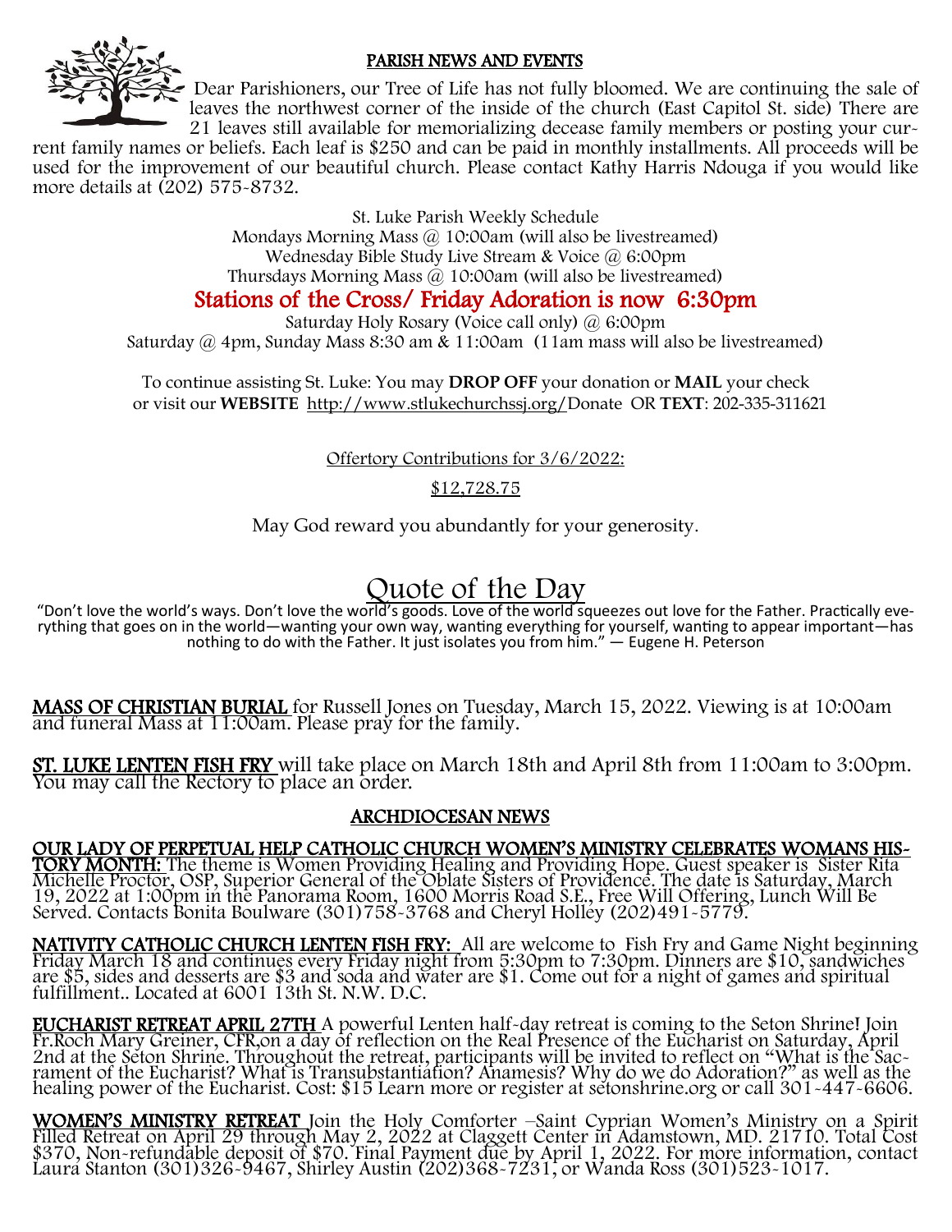## PARISH NEWS AND EVENTS

Dear Parishioners, our Tree of Life has not fully bloomed. We are continuing the sale of leaves the northwest corner of the inside of the church (East Capitol St. side) There are 21 leaves still available for memorializing decease family members or posting your current family names or beliefs. Each leaf is $250 and can be paid in monthly installments. All proceeds will be used for the improvement of our beautiful church. Please contact Kathy Harris Ndouga if you would like more details at (202) 575-8732.

St. Luke Parish Weekly Schedule
Mondays Morning Mass @ 10:00am (will also be livestreamed)
Wednesday Bible Study Live Stream & Voice @ 6:00pm
Thursdays Morning Mass @ 10:00am (will also be livestreamed)

**Stations of the Cross/ Friday Adoration is now 6:30pm**

Saturday Holy Rosary (Voice call only) @ 6:00pm
Saturday @ 4pm, Sunday Mass 8:30 am & 11:00am (11am mass will also be livestreamed)

To continue assisting St. Luke: You may **DROP OFF** your donation or **MAIL** your check or visit our **WEBSITE** http://www.stlukechurchssj.org/Donate OR **TEXT**: 202-335-311621

Offertory Contributions for 3/6/2022:

$12,728.75

May God reward you abundantly for your generosity.

# Quote of the Day

"Don't love the world's ways. Don't love the world's goods. Love of the world squeezes out love for the Father. Practically everything that goes on in the world—wanting your own way, wanting everything for yourself, wanting to appear important—has nothing to do with the Father. It just isolates you from him." — Eugene H. Peterson

**MASS OF CHRISTIAN BURIAL** for Russell Jones on Tuesday, March 15, 2022. Viewing is at 10:00am and funeral Mass at 11:00am. Please pray for the family.

**ST. LUKE LENTEN FISH FRY** will take place on March 18th and April 8th from 11:00am to 3:00pm. You may call the Rectory to place an order.

## ARCHDIOCESAN NEWS

**OUR LADY OF PERPETUAL HELP CATHOLIC CHURCH WOMEN'S MINISTRY CELEBRATES WOMANS HISTORY MONTH:** The theme is Women Providing Healing and Providing Hope. Guest speaker is Sister Rita Michelle Proctor, OSP, Superior General of the Oblate Sisters of Providence. The date is Saturday, March 19, 2022 at 1:00pm in the Panorama Room, 1600 Morris Road S.E., Free Will Offering, Lunch Will Be Served. Contacts Bonita Boulware (301)758-3768 and Cheryl Holley (202)491-5779.

**NATIVITY CATHOLIC CHURCH LENTEN FISH FRY:** All are welcome to Fish Fry and Game Night beginning Friday March 18 and continues every Friday night from 5:30pm to 7:30pm. Dinners are $10, sandwiches are $5, sides and desserts are $3 and soda and water are $1. Come out for a night of games and spiritual fulfillment.. Located at 6001 13th St. N.W. D.C.

**EUCHARIST RETREAT APRIL 27TH** A powerful Lenten half-day retreat is coming to the Seton Shrine! Join Fr.Roch Mary Greiner, CFR,on a day of reflection on the Real Presence of the Eucharist on Saturday, April 2nd at the Seton Shrine. Throughout the retreat, participants will be invited to reflect on "What is the Sacrament of the Eucharist? What is Transubstantiation? Anamesis? Why do we do Adoration?" as well as the healing power of the Eucharist. Cost: $15 Learn more or register at setonshrine.org or call 301-447-6606.

**WOMEN'S MINISTRY RETREAT** Join the Holy Comforter –Saint Cyprian Women's Ministry on a Spirit Filled Retreat on April 29 through May 2, 2022 at Claggett Center in Adamstown, MD. 21710. Total Cost $370, Non-refundable deposit of $70. Final Payment due by April 1, 2022. For more information, contact Laura Stanton (301)326-9467, Shirley Austin (202)368-7231, or Wanda Ross (301)523-1017.